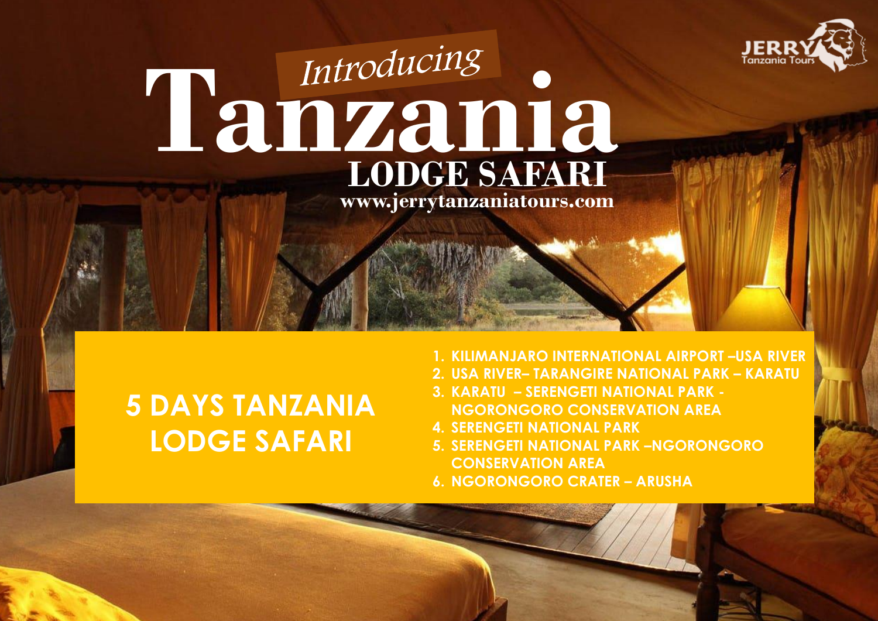JERRY Tanzania Tours

*Introducing*

# Tanzania

## LODGE SAFARI

www.jerrytanzaniatours.com

## 5 DAYS TANZANIA LODGE SAFARI

1. KILIMANJARO INTERNATIONAL AIRPORT –USA RIVER
2. USA RIVER– TARANGIRE NATIONAL PARK – KARATU
3. KARATU – SERENGETI NATIONAL PARK - NGORONGORO CONSERVATION AREA
4. SERENGETI NATIONAL PARK
5. SERENGETI NATIONAL PARK –NGORONGORO CONSERVATION AREA
6. NGORONGORO CRATER – ARUSHA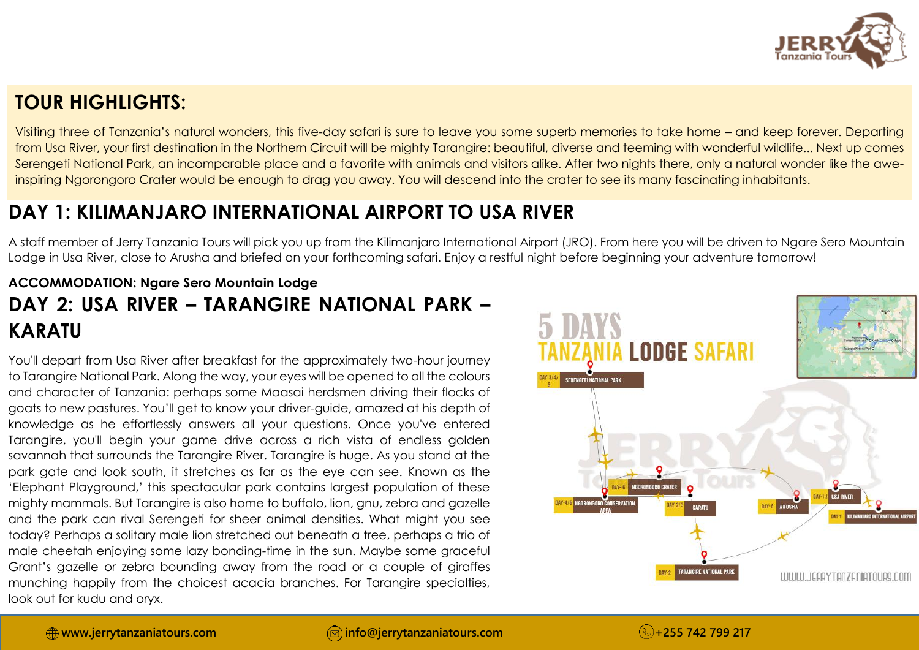## TOUR HIGHLIGHTS:

Visiting three of Tanzania's natural wonders, this five-day safari is sure to leave you some superb memories to take home – and keep forever. Departing from Usa River, your first destination in the Northern Circuit will be mighty Tarangire: beautiful, diverse and teeming with wonderful wildlife... Next up comes Serengeti National Park, an incomparable place and a favorite with animals and visitors alike. After two nights there, only a natural wonder like the awe-inspiring Ngorongoro Crater would be enough to drag you away. You will descend into the crater to see its many fascinating inhabitants.

## DAY 1: KILIMANJARO INTERNATIONAL AIRPORT TO USA RIVER

A staff member of Jerry Tanzania Tours will pick you up from the Kilimanjaro International Airport (JRO). From here you will be driven to Ngare Sero Mountain Lodge in Usa River, close to Arusha and briefed on your forthcoming safari. Enjoy a restful night before beginning your adventure tomorrow!

**ACCOMMODATION: Ngare Sero Mountain Lodge**

## DAY 2: USA RIVER – TARANGIRE NATIONAL PARK – KARATU

You'll depart from Usa River after breakfast for the approximately two-hour journey to Tarangire National Park. Along the way, your eyes will be opened to all the colours and character of Tanzania: perhaps some Maasai herdsmen driving their flocks of goats to new pastures. You'll get to know your driver-guide, amazed at his depth of knowledge as he effortlessly answers all your questions. Once you've entered Tarangire, you'll begin your game drive across a rich vista of endless golden savannah that surrounds the Tarangire River. Tarangire is huge. As you stand at the park gate and look south, it stretches as far as the eye can see. Known as the 'Elephant Playground,' this spectacular park contains largest population of these mighty mammals. But Tarangire is also home to buffalo, lion, gnu, zebra and gazelle and the park can rival Serengeti for sheer animal densities. What might you see today? Perhaps a solitary male lion stretched out beneath a tree, perhaps a trio of male cheetah enjoying some lazy bonding-time in the sun. Maybe some graceful Grant's gazelle or zebra bounding away from the road or a couple of giraffes munching happily from the choicest acacia branches. For Tarangire specialties, look out for kudu and oryx.

**5 DAYS TANZANIA LODGE SAFARI**

- DAY-3/4/5: SERENGETI NATIONAL PARK
- DAY-5: NGORONGORO CRATER
- DAY-4/5: NGORONGORO CONSERVATION AREA
- DAY-2/3: KARATU
- DAY-2: TARANGIRE NATIONAL PARK
- DAY-5: ARUSHA
- DAY-1,2: USA RIVER
- DAY-1: KILIMANJARO INTERNATIONAL AIRPORT

WWW.JERRYTANZANIATOURS.COM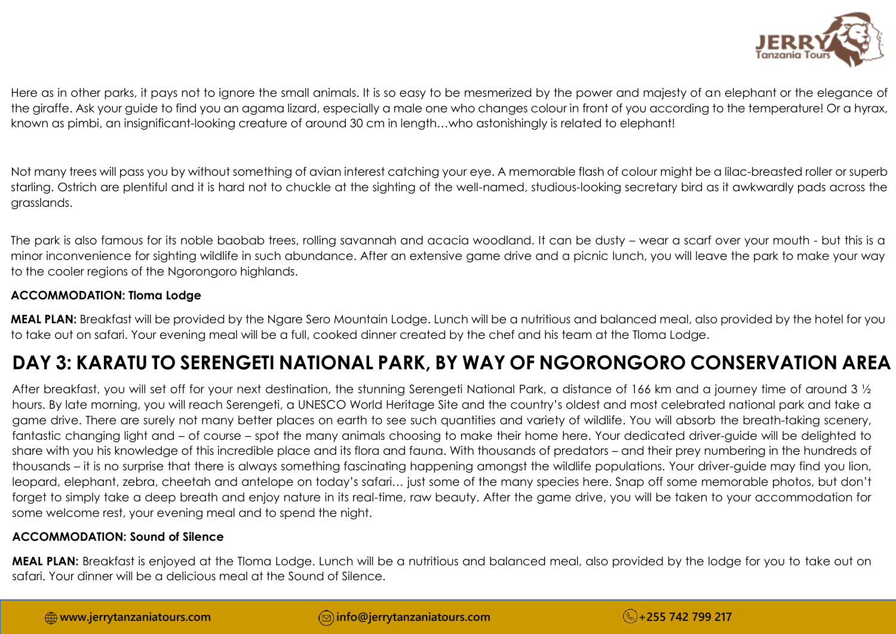Here as in other parks, it pays not to ignore the small animals. It is so easy to be mesmerized by the power and majesty of an elephant or the elegance of the giraffe. Ask your guide to find you an agama lizard, especially a male one who changes colour in front of you according to the temperature! Or a hyrax, known as pimbi, an insignificant-looking creature of around 30 cm in length…who astonishingly is related to elephant!

Not many trees will pass you by without something of avian interest catching your eye. A memorable flash of colour might be a lilac-breasted roller or superb starling. Ostrich are plentiful and it is hard not to chuckle at the sighting of the well-named, studious-looking secretary bird as it awkwardly pads across the grasslands.

The park is also famous for its noble baobab trees, rolling savannah and acacia woodland. It can be dusty – wear a scarf over your mouth - but this is a minor inconvenience for sighting wildlife in such abundance. After an extensive game drive and a picnic lunch, you will leave the park to make your way to the cooler regions of the Ngorongoro highlands.

**ACCOMMODATION: Tloma Lodge**

**MEAL PLAN:** Breakfast will be provided by the Ngare Sero Mountain Lodge. Lunch will be a nutritious and balanced meal, also provided by the hotel for you to take out on safari. Your evening meal will be a full, cooked dinner created by the chef and his team at the Tloma Lodge.

## DAY 3: KARATU TO SERENGETI NATIONAL PARK, BY WAY OF NGORONGORO CONSERVATION AREA

After breakfast, you will set off for your next destination, the stunning Serengeti National Park, a distance of 166 km and a journey time of around 3 ½ hours. By late morning, you will reach Serengeti, a UNESCO World Heritage Site and the country's oldest and most celebrated national park and take a game drive. There are surely not many better places on earth to see such quantities and variety of wildlife. You will absorb the breath-taking scenery, fantastic changing light and – of course – spot the many animals choosing to make their home here. Your dedicated driver-guide will be delighted to share with you his knowledge of this incredible place and its flora and fauna. With thousands of predators – and their prey numbering in the hundreds of thousands – it is no surprise that there is always something fascinating happening amongst the wildlife populations. Your driver-guide may find you lion, leopard, elephant, zebra, cheetah and antelope on today's safari… just some of the many species here. Snap off some memorable photos, but don't forget to simply take a deep breath and enjoy nature in its real-time, raw beauty. After the game drive, you will be taken to your accommodation for some welcome rest, your evening meal and to spend the night.

**ACCOMMODATION: Sound of Silence**

**MEAL PLAN:** Breakfast is enjoyed at the Tloma Lodge. Lunch will be a nutritious and balanced meal, also provided by the lodge for you to take out on safari. Your dinner will be a delicious meal at the Sound of Silence.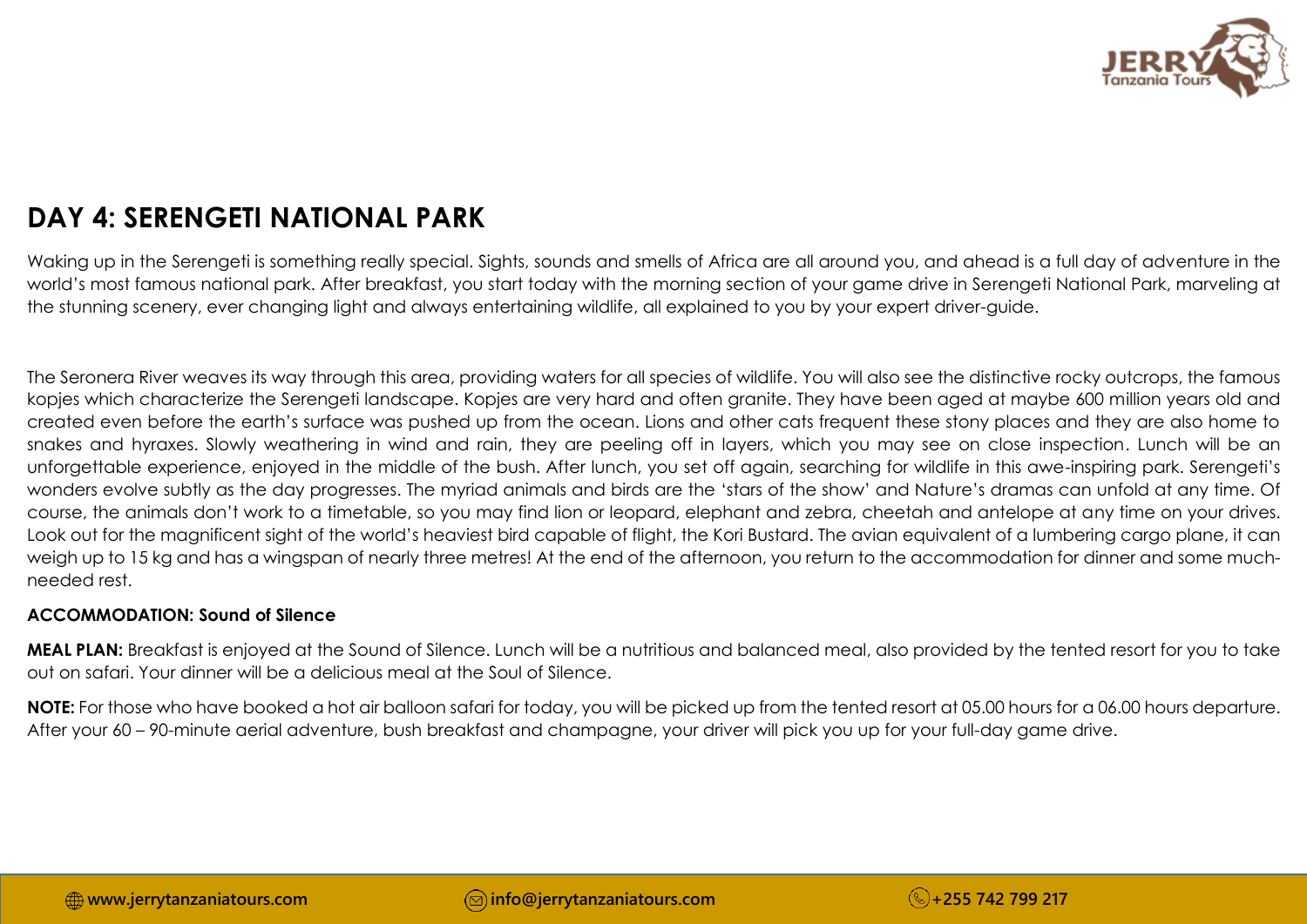## DAY 4: SERENGETI NATIONAL PARK

Waking up in the Serengeti is something really special. Sights, sounds and smells of Africa are all around you, and ahead is a full day of adventure in the world's most famous national park. After breakfast, you start today with the morning section of your game drive in Serengeti National Park, marveling at the stunning scenery, ever changing light and always entertaining wildlife, all explained to you by your expert driver-guide.

The Seronera River weaves its way through this area, providing waters for all species of wildlife. You will also see the distinctive rocky outcrops, the famous kopjes which characterize the Serengeti landscape. Kopjes are very hard and often granite. They have been aged at maybe 600 million years old and created even before the earth's surface was pushed up from the ocean. Lions and other cats frequent these stony places and they are also home to snakes and hyraxes. Slowly weathering in wind and rain, they are peeling off in layers, which you may see on close inspection. Lunch will be an unforgettable experience, enjoyed in the middle of the bush. After lunch, you set off again, searching for wildlife in this awe-inspiring park. Serengeti's wonders evolve subtly as the day progresses. The myriad animals and birds are the 'stars of the show' and Nature's dramas can unfold at any time. Of course, the animals don't work to a timetable, so you may find lion or leopard, elephant and zebra, cheetah and antelope at any time on your drives. Look out for the magnificent sight of the world's heaviest bird capable of flight, the Kori Bustard. The avian equivalent of a lumbering cargo plane, it can weigh up to 15 kg and has a wingspan of nearly three metres! At the end of the afternoon, you return to the accommodation for dinner and some much-needed rest.

**ACCOMMODATION: Sound of Silence**

**MEAL PLAN:** Breakfast is enjoyed at the Sound of Silence. Lunch will be a nutritious and balanced meal, also provided by the tented resort for you to take out on safari. Your dinner will be a delicious meal at the Soul of Silence.

**NOTE:** For those who have booked a hot air balloon safari for today, you will be picked up from the tented resort at 05.00 hours for a 06.00 hours departure. After your 60 – 90-minute aerial adventure, bush breakfast and champagne, your driver will pick you up for your full-day game drive.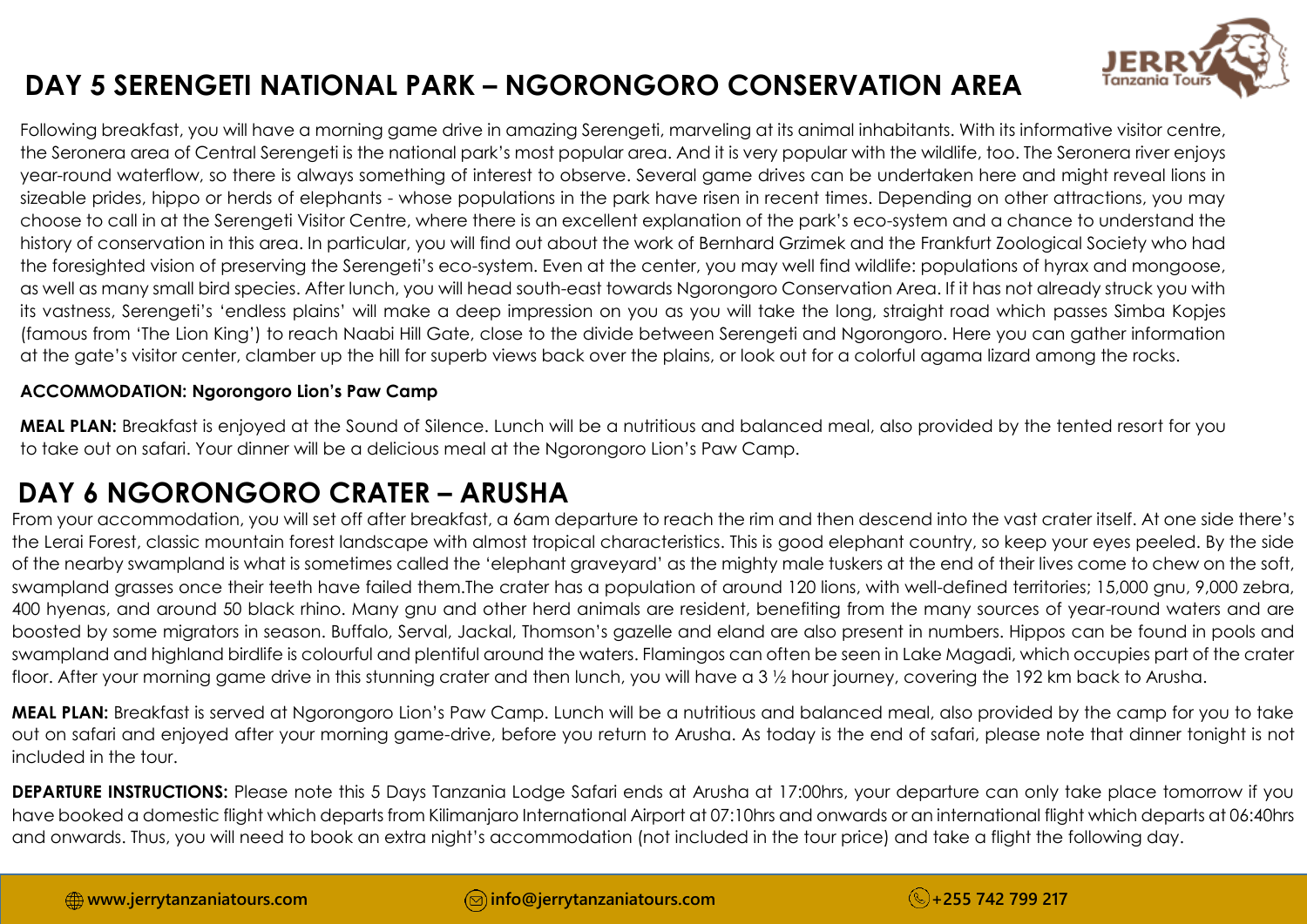# DAY 5 SERENGETI NATIONAL PARK – NGORONGORO CONSERVATION AREA

Following breakfast, you will have a morning game drive in amazing Serengeti, marveling at its animal inhabitants. With its informative visitor centre, the Seronera area of Central Serengeti is the national park's most popular area. And it is very popular with the wildlife, too. The Seronera river enjoys year-round waterflow, so there is always something of interest to observe. Several game drives can be undertaken here and might reveal lions in sizeable prides, hippo or herds of elephants - whose populations in the park have risen in recent times. Depending on other attractions, you may choose to call in at the Serengeti Visitor Centre, where there is an excellent explanation of the park's eco-system and a chance to understand the history of conservation in this area. In particular, you will find out about the work of Bernhard Grzimek and the Frankfurt Zoological Society who had the foresighted vision of preserving the Serengeti's eco-system. Even at the center, you may well find wildlife: populations of hyrax and mongoose, as well as many small bird species. After lunch, you will head south-east towards Ngorongoro Conservation Area. If it has not already struck you with its vastness, Serengeti's 'endless plains' will make a deep impression on you as you will take the long, straight road which passes Simba Kopjes (famous from 'The Lion King') to reach Naabi Hill Gate, close to the divide between Serengeti and Ngorongoro. Here you can gather information at the gate's visitor center, clamber up the hill for superb views back over the plains, or look out for a colorful agama lizard among the rocks.

**ACCOMMODATION: Ngorongoro Lion's Paw Camp**

**MEAL PLAN:** Breakfast is enjoyed at the Sound of Silence. Lunch will be a nutritious and balanced meal, also provided by the tented resort for you to take out on safari. Your dinner will be a delicious meal at the Ngorongoro Lion's Paw Camp.

# DAY 6 NGORONGORO CRATER – ARUSHA

From your accommodation, you will set off after breakfast, a 6am departure to reach the rim and then descend into the vast crater itself. At one side there's the Lerai Forest, classic mountain forest landscape with almost tropical characteristics. This is good elephant country, so keep your eyes peeled. By the side of the nearby swampland is what is sometimes called the 'elephant graveyard' as the mighty male tuskers at the end of their lives come to chew on the soft, swampland grasses once their teeth have failed them.The crater has a population of around 120 lions, with well-defined territories; 15,000 gnu, 9,000 zebra, 400 hyenas, and around 50 black rhino. Many gnu and other herd animals are resident, benefiting from the many sources of year-round waters and are boosted by some migrators in season. Buffalo, Serval, Jackal, Thomson's gazelle and eland are also present in numbers. Hippos can be found in pools and swampland and highland birdlife is colourful and plentiful around the waters. Flamingos can often be seen in Lake Magadi, which occupies part of the crater floor. After your morning game drive in this stunning crater and then lunch, you will have a 3 ½ hour journey, covering the 192 km back to Arusha.

**MEAL PLAN:** Breakfast is served at Ngorongoro Lion's Paw Camp. Lunch will be a nutritious and balanced meal, also provided by the camp for you to take out on safari and enjoyed after your morning game-drive, before you return to Arusha. As today is the end of safari, please note that dinner tonight is not included in the tour.

**DEPARTURE INSTRUCTIONS:** Please note this 5 Days Tanzania Lodge Safari ends at Arusha at 17:00hrs, your departure can only take place tomorrow if you have booked a domestic flight which departs from Kilimanjaro International Airport at 07:10hrs and onwards or an international flight which departs at 06:40hrs and onwards. Thus, you will need to book an extra night's accommodation (not included in the tour price) and take a flight the following day.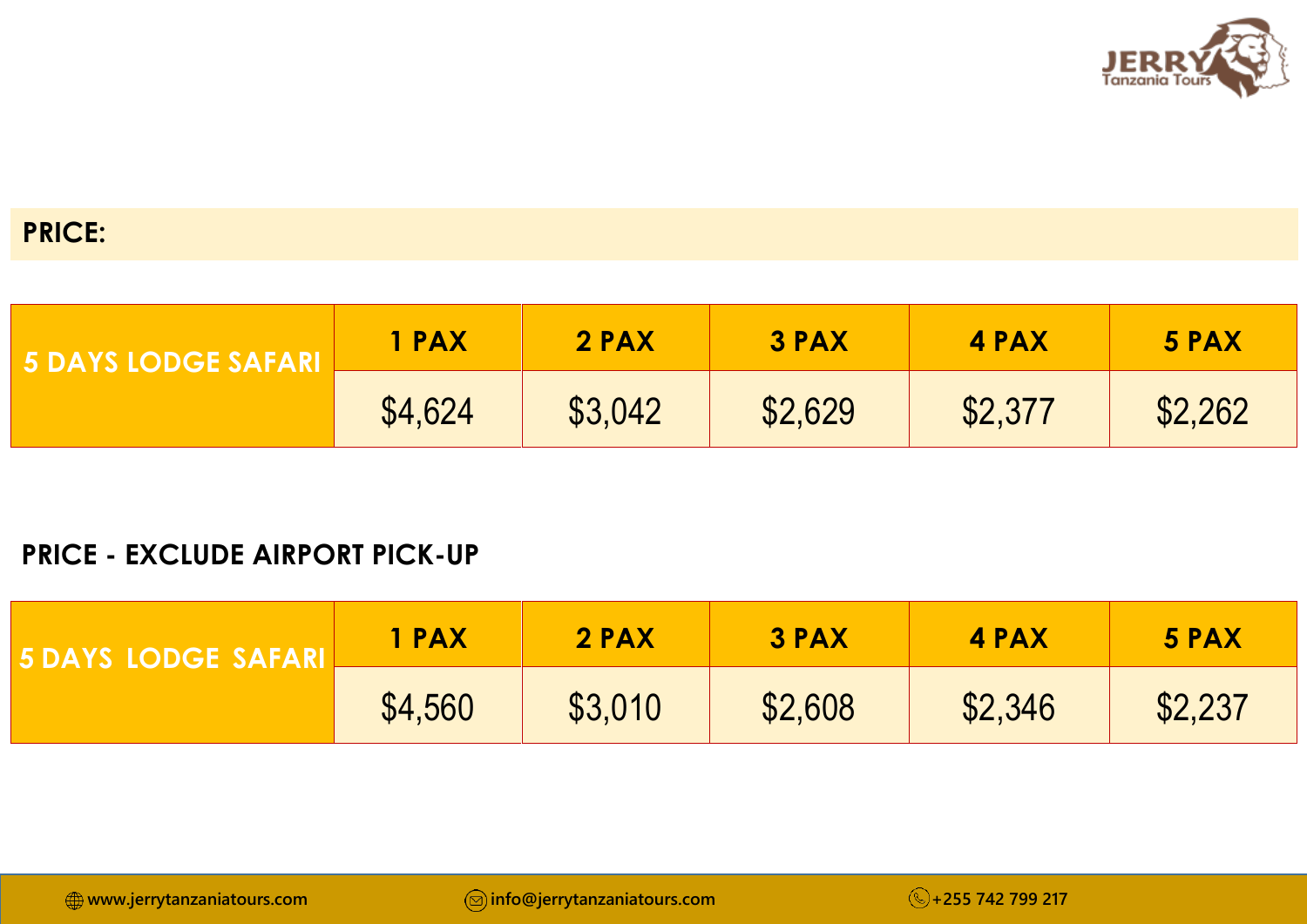**PRICE:**

| 5 DAYS LODGE SAFARI | 1 PAX | 2 PAX | 3 PAX | 4 PAX | 5 PAX |
|---|---|---|---|---|---|
| | $4,624 | $3,042 | $2,629 | $2,377 | $2,262 |

**PRICE - EXCLUDE AIRPORT PICK-UP**

| 5 DAYS LODGE SAFARI | 1 PAX | 2 PAX | 3 PAX | 4 PAX | 5 PAX |
|---|---|---|---|---|---|
| | $4,560 | $3,010 | $2,608 | $2,346 | $2,237 |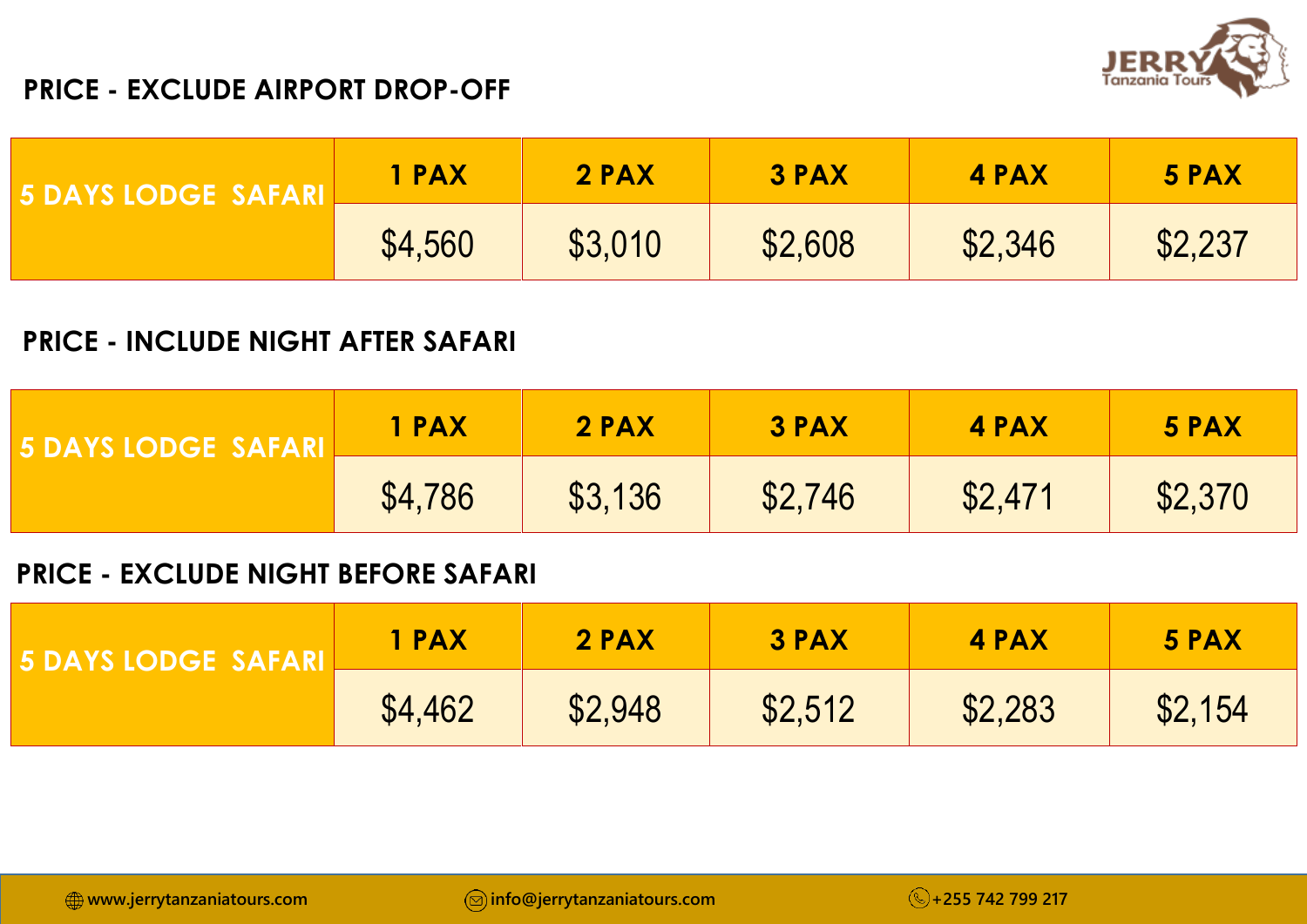## PRICE - EXCLUDE AIRPORT DROP-OFF

| 5 DAYS LODGE SAFARI | 1 PAX | 2 PAX | 3 PAX | 4 PAX | 5 PAX |
|---|---|---|---|---|---|
| | $4,560 | $3,010 | $2,608 | $2,346 | $2,237 |

## PRICE - INCLUDE NIGHT AFTER SAFARI

| 5 DAYS LODGE SAFARI | 1 PAX | 2 PAX | 3 PAX | 4 PAX | 5 PAX |
|---|---|---|---|---|---|
| | $4,786 | $3,136 | $2,746 | $2,471 | $2,370 |

## PRICE - EXCLUDE NIGHT BEFORE SAFARI

| 5 DAYS LODGE SAFARI | 1 PAX | 2 PAX | 3 PAX | 4 PAX | 5 PAX |
|---|---|---|---|---|---|
| | $4,462 | $2,948 | $2,512 | $2,283 | $2,154 |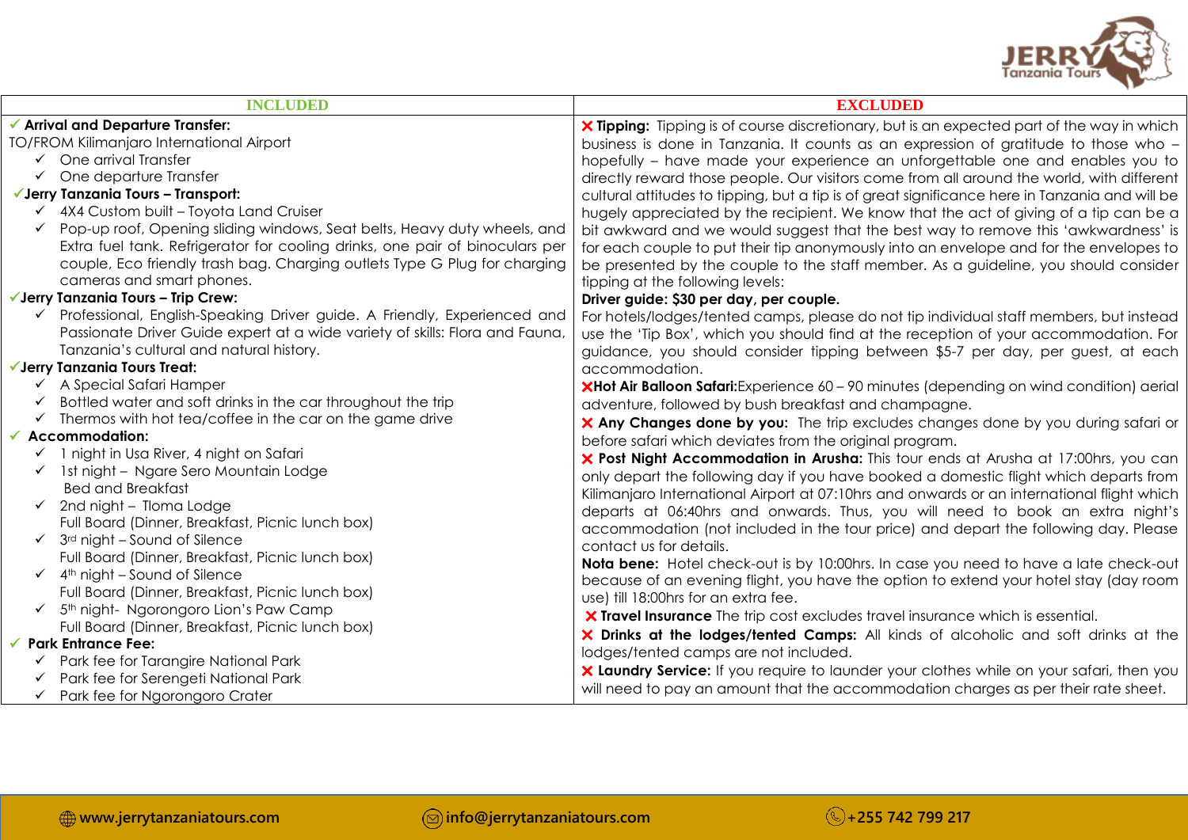| INCLUDED | EXCLUDED |
|---|---|
| ✓ **Arrival and Departure Transfer:**<br>TO/FROM Kilimanjaro International Airport<br>✓ One arrival Transfer<br>✓ One departure Transfer<br>✓ **Jerry Tanzania Tours – Transport:**<br>✓ 4X4 Custom built – Toyota Land Cruiser<br>✓ Pop-up roof, Opening sliding windows, Seat belts, Heavy duty wheels, and Extra fuel tank. Refrigerator for cooling drinks, one pair of binoculars per couple, Eco friendly trash bag. Charging outlets Type G Plug for charging cameras and smart phones.<br>✓ **Jerry Tanzania Tours – Trip Crew:**<br>✓ Professional, English-Speaking Driver guide. A Friendly, Experienced and Passionate Driver Guide expert at a wide variety of skills: Flora and Fauna, Tanzania's cultural and natural history.<br>✓ **Jerry Tanzania Tours Treat:**<br>✓ A Special Safari Hamper<br>✓ Bottled water and soft drinks in the car throughout the trip<br>✓ Thermos with hot tea/coffee in the car on the game drive<br>✓ **Accommodation:**<br>✓ 1 night in Usa River, 4 night on Safari<br>✓ 1st night – Ngare Sero Mountain Lodge<br>Bed and Breakfast<br>✓ 2nd night – Tloma Lodge<br>Full Board (Dinner, Breakfast, Picnic lunch box)<br>✓ 3rd night – Sound of Silence<br>Full Board (Dinner, Breakfast, Picnic lunch box)<br>✓ 4th night – Sound of Silence<br>Full Board (Dinner, Breakfast, Picnic lunch box)<br>✓ 5th night- Ngorongoro Lion's Paw Camp<br>Full Board (Dinner, Breakfast, Picnic lunch box)<br>✓ **Park Entrance Fee:**<br>✓ Park fee for Tarangire National Park<br>✓ Park fee for Serengeti National Park<br>✓ Park fee for Ngorongoro Crater | ✗ **Tipping:** Tipping is of course discretionary, but is an expected part of the way in which business is done in Tanzania. It counts as an expression of gratitude to those who – hopefully – have made your experience an unforgettable one and enables you to directly reward those people. Our visitors come from all around the world, with different cultural attitudes to tipping, but a tip is of great significance here in Tanzania and will be hugely appreciated by the recipient. We know that the act of giving of a tip can be a bit awkward and we would suggest that the best way to remove this 'awkwardness' is for each couple to put their tip anonymously into an envelope and for the envelopes to be presented by the couple to the staff member. As a guideline, you should consider tipping at the following levels:<br>**Driver guide: $30 per day, per couple.**<br>For hotels/lodges/tented camps, please do not tip individual staff members, but instead use the 'Tip Box', which you should find at the reception of your accommodation. For guidance, you should consider tipping between $5-7 per day, per guest, at each accommodation.<br>✗ **Hot Air Balloon Safari:** Experience 60 – 90 minutes (depending on wind condition) aerial adventure, followed by bush breakfast and champagne.<br>✗ **Any Changes done by you:** The trip excludes changes done by you during safari or before safari which deviates from the original program.<br>✗ **Post Night Accommodation in Arusha:** This tour ends at Arusha at 17:00hrs, you can only depart the following day if you have booked a domestic flight which departs from Kilimanjaro International Airport at 07:10hrs and onwards or an international flight which departs at 06:40hrs and onwards. Thus, you will need to book an extra night's accommodation (not included in the tour price) and depart the following day. Please contact us for details.<br>**Nota bene:** Hotel check-out is by 10:00hrs. In case you need to have a late check-out because of an evening flight, you have the option to extend your hotel stay (day room use) till 18:00hrs for an extra fee.<br>✗ **Travel Insurance** The trip cost excludes travel insurance which is essential.<br>✗ **Drinks at the lodges/tented Camps:** All kinds of alcoholic and soft drinks at the lodges/tented camps are not included.<br>✗ **Laundry Service:** If you require to launder your clothes while on your safari, then you will need to pay an amount that the accommodation charges as per their rate sheet. |